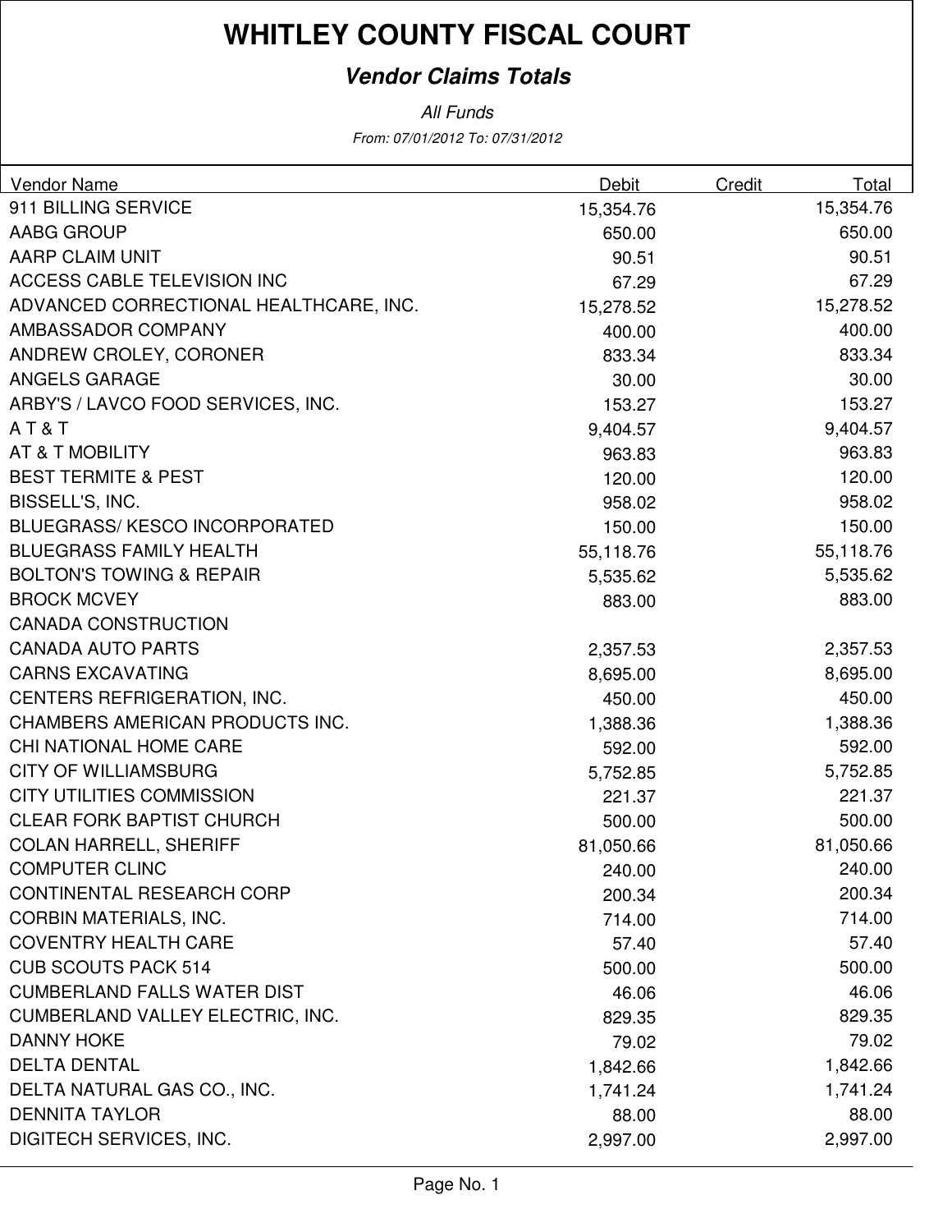# WHITLEY COUNTY FISCAL COURT

## *Vendor Claims Totals*

*All Funds*

*From: 07/01/2012 To: 07/31/2012*

| Vendor Name | Debit | Credit | Total |
|---|---|---|---|
| 911 BILLING SERVICE | 15,354.76 | | 15,354.76 |
| AABG GROUP | 650.00 | | 650.00 |
| AARP CLAIM UNIT | 90.51 | | 90.51 |
| ACCESS CABLE TELEVISION INC | 67.29 | | 67.29 |
| ADVANCED CORRECTIONAL HEALTHCARE, INC. | 15,278.52 | | 15,278.52 |
| AMBASSADOR COMPANY | 400.00 | | 400.00 |
| ANDREW CROLEY, CORONER | 833.34 | | 833.34 |
| ANGELS GARAGE | 30.00 | | 30.00 |
| ARBY'S / LAVCO FOOD SERVICES, INC. | 153.27 | | 153.27 |
| A T & T | 9,404.57 | | 9,404.57 |
| AT & T MOBILITY | 963.83 | | 963.83 |
| BEST TERMITE & PEST | 120.00 | | 120.00 |
| BISSELL'S, INC. | 958.02 | | 958.02 |
| BLUEGRASS/ KESCO INCORPORATED | 150.00 | | 150.00 |
| BLUEGRASS FAMILY HEALTH | 55,118.76 | | 55,118.76 |
| BOLTON'S TOWING & REPAIR | 5,535.62 | | 5,535.62 |
| BROCK MCVEY | 883.00 | | 883.00 |
| CANADA CONSTRUCTION | | | |
| CANADA AUTO PARTS | 2,357.53 | | 2,357.53 |
| CARNS EXCAVATING | 8,695.00 | | 8,695.00 |
| CENTERS REFRIGERATION, INC. | 450.00 | | 450.00 |
| CHAMBERS AMERICAN PRODUCTS INC. | 1,388.36 | | 1,388.36 |
| CHI NATIONAL HOME CARE | 592.00 | | 592.00 |
| CITY OF WILLIAMSBURG | 5,752.85 | | 5,752.85 |
| CITY UTILITIES COMMISSION | 221.37 | | 221.37 |
| CLEAR FORK BAPTIST CHURCH | 500.00 | | 500.00 |
| COLAN HARRELL, SHERIFF | 81,050.66 | | 81,050.66 |
| COMPUTER CLINC | 240.00 | | 240.00 |
| CONTINENTAL RESEARCH CORP | 200.34 | | 200.34 |
| CORBIN MATERIALS, INC. | 714.00 | | 714.00 |
| COVENTRY HEALTH CARE | 57.40 | | 57.40 |
| CUB SCOUTS PACK 514 | 500.00 | | 500.00 |
| CUMBERLAND FALLS WATER DIST | 46.06 | | 46.06 |
| CUMBERLAND VALLEY ELECTRIC, INC. | 829.35 | | 829.35 |
| DANNY HOKE | 79.02 | | 79.02 |
| DELTA DENTAL | 1,842.66 | | 1,842.66 |
| DELTA NATURAL GAS CO., INC. | 1,741.24 | | 1,741.24 |
| DENNITA TAYLOR | 88.00 | | 88.00 |
| DIGITECH SERVICES, INC. | 2,997.00 | | 2,997.00 |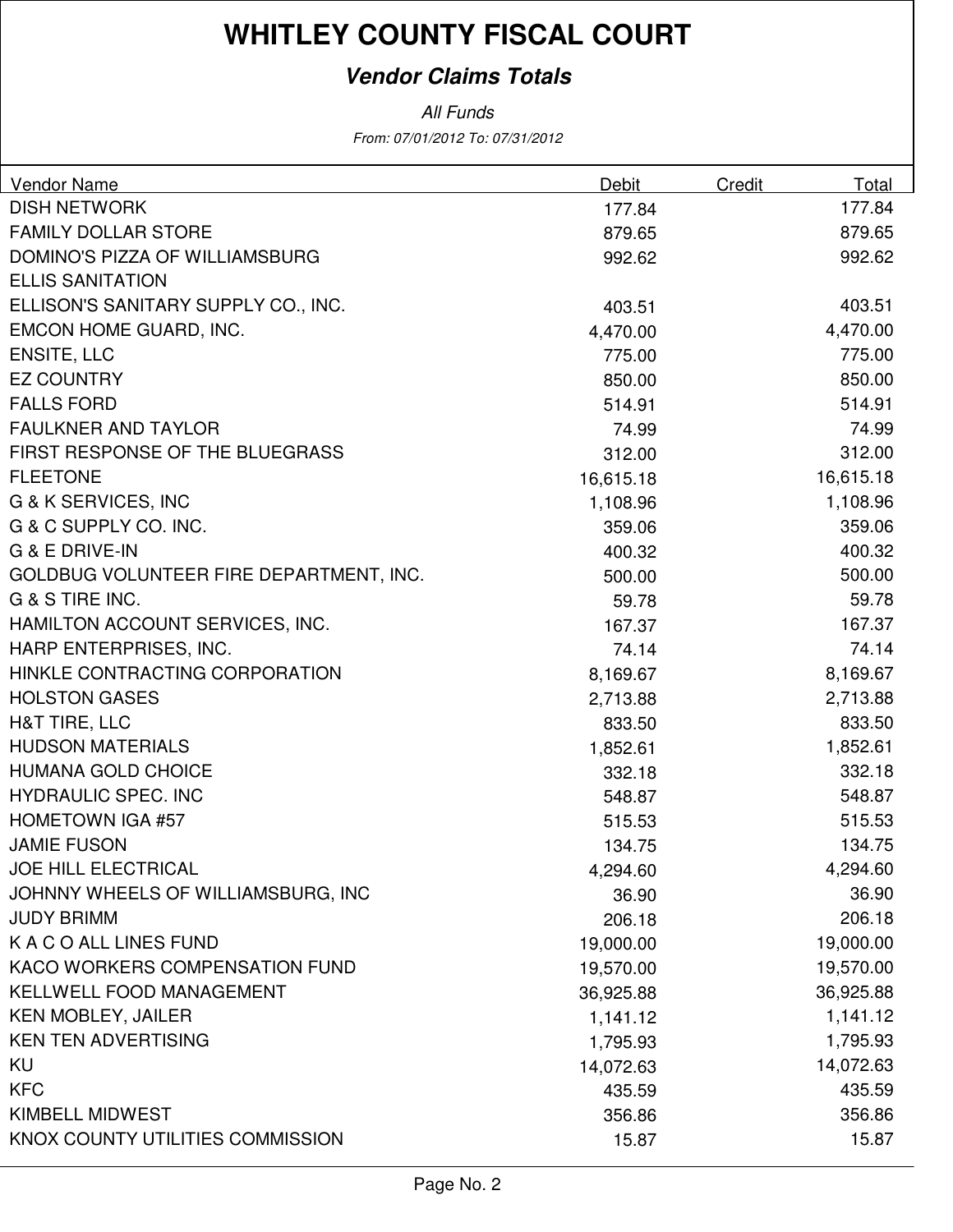# WHITLEY COUNTY FISCAL COURT

## *Vendor Claims Totals*

*All Funds*

*From: 07/01/2012 To: 07/31/2012*

| Vendor Name | Debit | Credit | Total |
|---|---|---|---|
| DISH NETWORK | 177.84 | | 177.84 |
| FAMILY DOLLAR STORE | 879.65 | | 879.65 |
| DOMINO'S PIZZA OF WILLIAMSBURG | 992.62 | | 992.62 |
| ELLIS SANITATION | | | |
| ELLISON'S SANITARY SUPPLY CO., INC. | 403.51 | | 403.51 |
| EMCON HOME GUARD, INC. | 4,470.00 | | 4,470.00 |
| ENSITE, LLC | 775.00 | | 775.00 |
| EZ COUNTRY | 850.00 | | 850.00 |
| FALLS FORD | 514.91 | | 514.91 |
| FAULKNER AND TAYLOR | 74.99 | | 74.99 |
| FIRST RESPONSE OF THE BLUEGRASS | 312.00 | | 312.00 |
| FLEETONE | 16,615.18 | | 16,615.18 |
| G & K SERVICES, INC | 1,108.96 | | 1,108.96 |
| G & C SUPPLY CO. INC. | 359.06 | | 359.06 |
| G & E DRIVE-IN | 400.32 | | 400.32 |
| GOLDBUG VOLUNTEER FIRE DEPARTMENT, INC. | 500.00 | | 500.00 |
| G & S TIRE INC. | 59.78 | | 59.78 |
| HAMILTON ACCOUNT SERVICES, INC. | 167.37 | | 167.37 |
| HARP ENTERPRISES, INC. | 74.14 | | 74.14 |
| HINKLE CONTRACTING CORPORATION | 8,169.67 | | 8,169.67 |
| HOLSTON GASES | 2,713.88 | | 2,713.88 |
| H&T TIRE, LLC | 833.50 | | 833.50 |
| HUDSON MATERIALS | 1,852.61 | | 1,852.61 |
| HUMANA GOLD CHOICE | 332.18 | | 332.18 |
| HYDRAULIC SPEC. INC | 548.87 | | 548.87 |
| HOMETOWN IGA #57 | 515.53 | | 515.53 |
| JAMIE FUSON | 134.75 | | 134.75 |
| JOE HILL ELECTRICAL | 4,294.60 | | 4,294.60 |
| JOHNNY WHEELS OF WILLIAMSBURG, INC | 36.90 | | 36.90 |
| JUDY BRIMM | 206.18 | | 206.18 |
| K A C O ALL LINES FUND | 19,000.00 | | 19,000.00 |
| KACO WORKERS COMPENSATION FUND | 19,570.00 | | 19,570.00 |
| KELLWELL FOOD MANAGEMENT | 36,925.88 | | 36,925.88 |
| KEN MOBLEY, JAILER | 1,141.12 | | 1,141.12 |
| KEN TEN ADVERTISING | 1,795.93 | | 1,795.93 |
| KU | 14,072.63 | | 14,072.63 |
| KFC | 435.59 | | 435.59 |
| KIMBELL MIDWEST | 356.86 | | 356.86 |
| KNOX COUNTY UTILITIES COMMISSION | 15.87 | | 15.87 |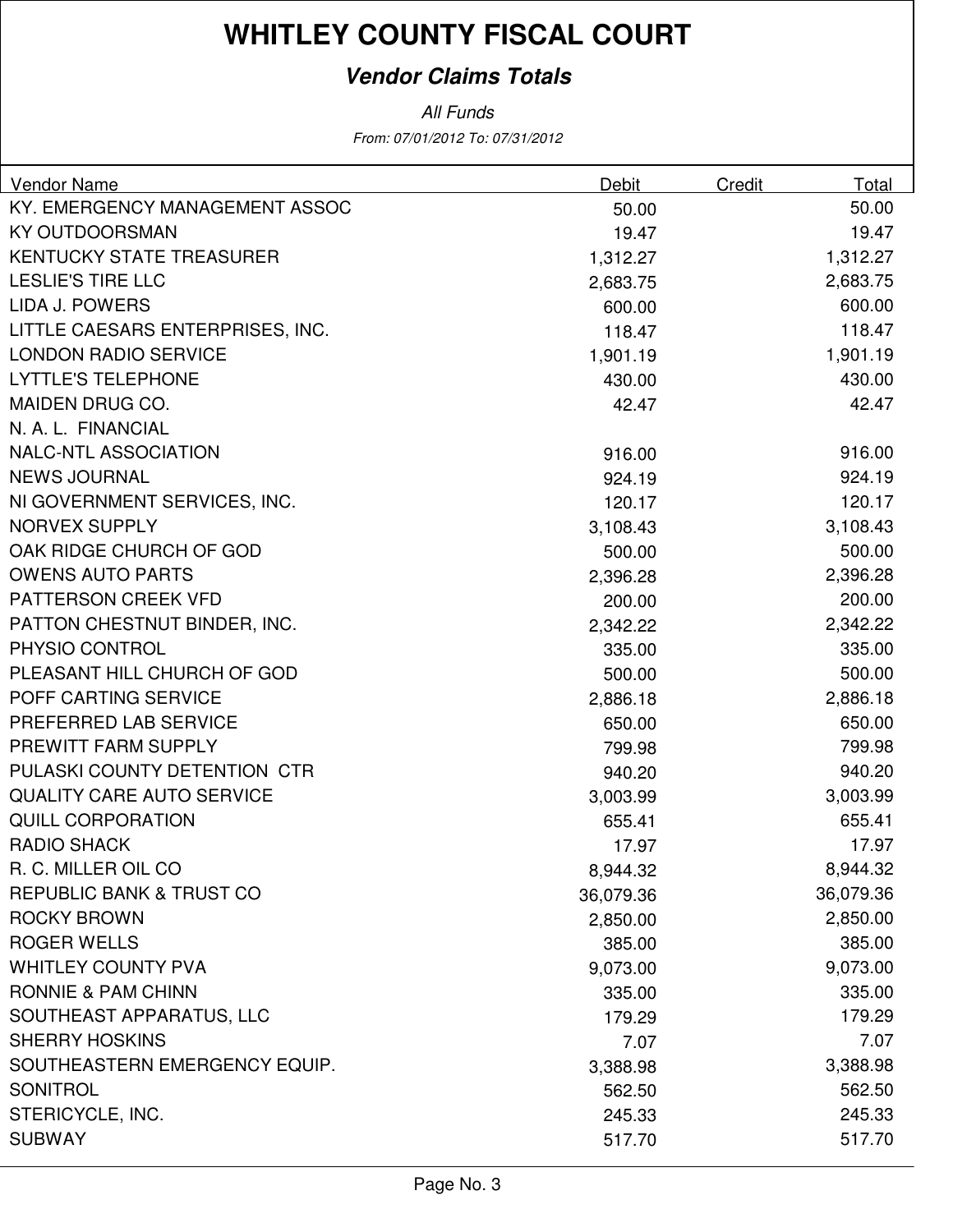# WHITLEY COUNTY FISCAL COURT

## *Vendor Claims Totals*

*All Funds*

*From: 07/01/2012 To: 07/31/2012*

| Vendor Name | Debit | Credit | Total |
|---|---|---|---|
| KY. EMERGENCY MANAGEMENT ASSOC | 50.00 | | 50.00 |
| KY OUTDOORSMAN | 19.47 | | 19.47 |
| KENTUCKY STATE TREASURER | 1,312.27 | | 1,312.27 |
| LESLIE'S TIRE LLC | 2,683.75 | | 2,683.75 |
| LIDA J. POWERS | 600.00 | | 600.00 |
| LITTLE CAESARS ENTERPRISES, INC. | 118.47 | | 118.47 |
| LONDON RADIO SERVICE | 1,901.19 | | 1,901.19 |
| LYTTLE'S TELEPHONE | 430.00 | | 430.00 |
| MAIDEN DRUG CO. | 42.47 | | 42.47 |
| N. A. L. FINANCIAL | | | |
| NALC-NTL ASSOCIATION | 916.00 | | 916.00 |
| NEWS JOURNAL | 924.19 | | 924.19 |
| NI GOVERNMENT SERVICES, INC. | 120.17 | | 120.17 |
| NORVEX SUPPLY | 3,108.43 | | 3,108.43 |
| OAK RIDGE CHURCH OF GOD | 500.00 | | 500.00 |
| OWENS AUTO PARTS | 2,396.28 | | 2,396.28 |
| PATTERSON CREEK VFD | 200.00 | | 200.00 |
| PATTON CHESTNUT BINDER, INC. | 2,342.22 | | 2,342.22 |
| PHYSIO CONTROL | 335.00 | | 335.00 |
| PLEASANT HILL CHURCH OF GOD | 500.00 | | 500.00 |
| POFF CARTING SERVICE | 2,886.18 | | 2,886.18 |
| PREFERRED LAB SERVICE | 650.00 | | 650.00 |
| PREWITT FARM SUPPLY | 799.98 | | 799.98 |
| PULASKI COUNTY DETENTION CTR | 940.20 | | 940.20 |
| QUALITY CARE AUTO SERVICE | 3,003.99 | | 3,003.99 |
| QUILL CORPORATION | 655.41 | | 655.41 |
| RADIO SHACK | 17.97 | | 17.97 |
| R. C. MILLER OIL CO | 8,944.32 | | 8,944.32 |
| REPUBLIC BANK & TRUST CO | 36,079.36 | | 36,079.36 |
| ROCKY BROWN | 2,850.00 | | 2,850.00 |
| ROGER WELLS | 385.00 | | 385.00 |
| WHITLEY COUNTY PVA | 9,073.00 | | 9,073.00 |
| RONNIE & PAM CHINN | 335.00 | | 335.00 |
| SOUTHEAST APPARATUS, LLC | 179.29 | | 179.29 |
| SHERRY HOSKINS | 7.07 | | 7.07 |
| SOUTHEASTERN EMERGENCY EQUIP. | 3,388.98 | | 3,388.98 |
| SONITROL | 562.50 | | 562.50 |
| STERICYCLE, INC. | 245.33 | | 245.33 |
| SUBWAY | 517.70 | | 517.70 |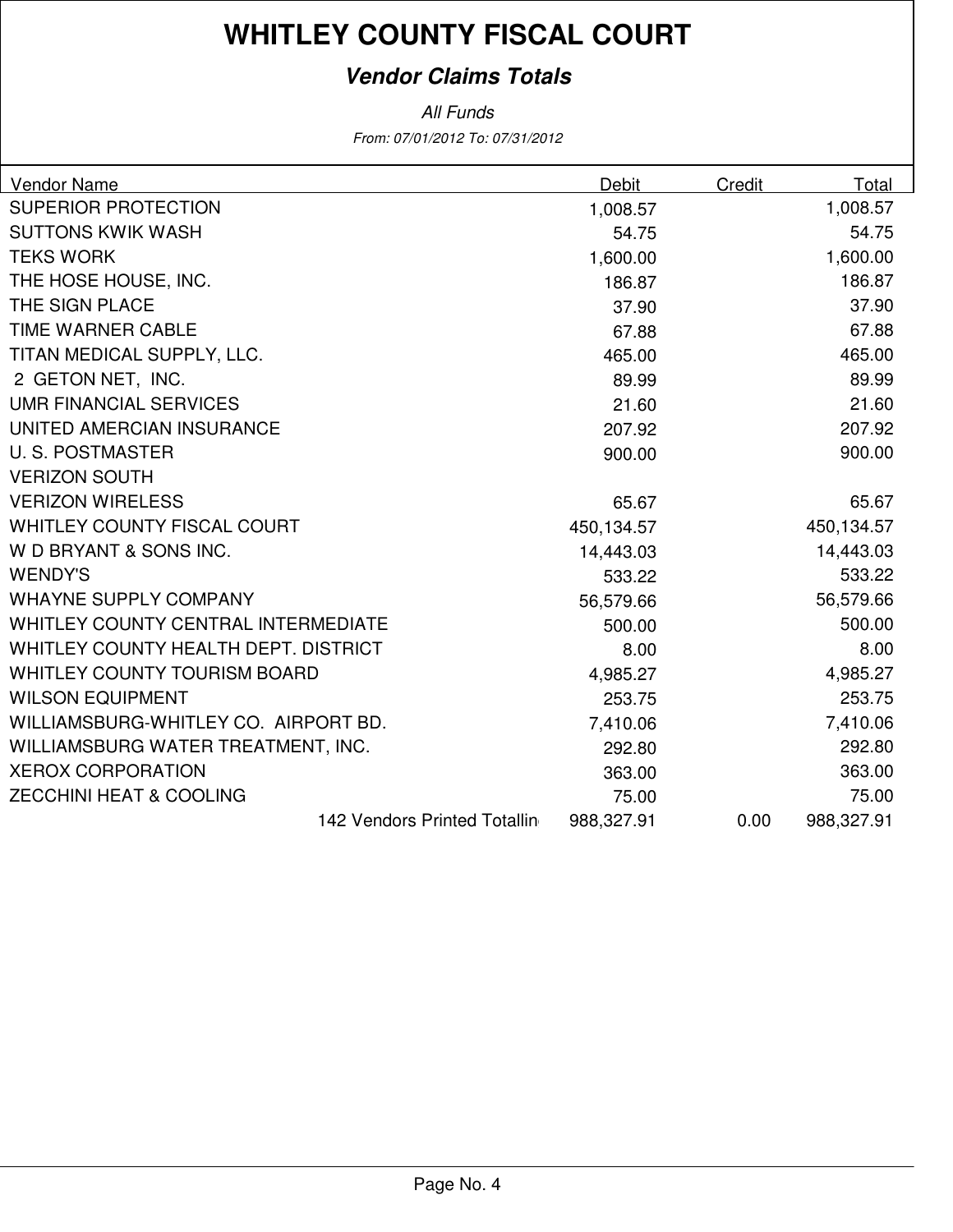# WHITLEY COUNTY FISCAL COURT

## *Vendor Claims Totals*

*All Funds*

*From: 07/01/2012 To: 07/31/2012*

| Vendor Name | Debit | Credit | Total |
|---|---|---|---|
| SUPERIOR PROTECTION | 1,008.57 | | 1,008.57 |
| SUTTONS KWIK WASH | 54.75 | | 54.75 |
| TEKS WORK | 1,600.00 | | 1,600.00 |
| THE HOSE HOUSE, INC. | 186.87 | | 186.87 |
| THE SIGN PLACE | 37.90 | | 37.90 |
| TIME WARNER CABLE | 67.88 | | 67.88 |
| TITAN MEDICAL SUPPLY, LLC. | 465.00 | | 465.00 |
| 2 GETON NET, INC. | 89.99 | | 89.99 |
| UMR FINANCIAL SERVICES | 21.60 | | 21.60 |
| UNITED AMERCIAN INSURANCE | 207.92 | | 207.92 |
| U. S. POSTMASTER | 900.00 | | 900.00 |
| VERIZON SOUTH | | | |
| VERIZON WIRELESS | 65.67 | | 65.67 |
| WHITLEY COUNTY FISCAL COURT | 450,134.57 | | 450,134.57 |
| W D BRYANT & SONS INC. | 14,443.03 | | 14,443.03 |
| WENDY'S | 533.22 | | 533.22 |
| WHAYNE SUPPLY COMPANY | 56,579.66 | | 56,579.66 |
| WHITLEY COUNTY CENTRAL INTERMEDIATE | 500.00 | | 500.00 |
| WHITLEY COUNTY HEALTH DEPT. DISTRICT | 8.00 | | 8.00 |
| WHITLEY COUNTY TOURISM BOARD | 4,985.27 | | 4,985.27 |
| WILSON EQUIPMENT | 253.75 | | 253.75 |
| WILLIAMSBURG-WHITLEY CO. AIRPORT BD. | 7,410.06 | | 7,410.06 |
| WILLIAMSBURG WATER TREATMENT, INC. | 292.80 | | 292.80 |
| XEROX CORPORATION | 363.00 | | 363.00 |
| ZECCHINI HEAT & COOLING | 75.00 | | 75.00 |
| 142 Vendors Printed Totallin | 988,327.91 | 0.00 | 988,327.91 |